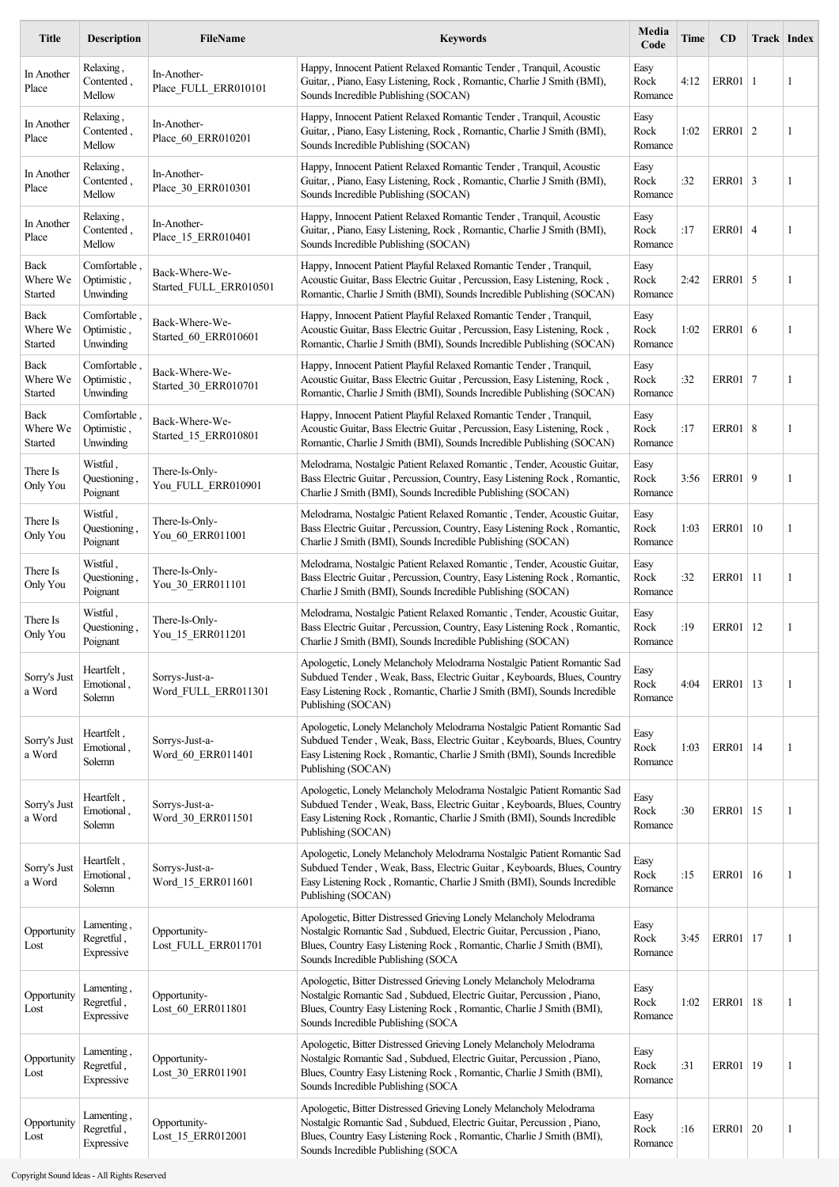| Title | Description | FileName | Keywords | Media Code | Time | CD | Track | Index |
| --- | --- | --- | --- | --- | --- | --- | --- | --- |
| In Another Place | Relaxing , Contented , Mellow | In-Another-Place_FULL_ERR010101 | Happy, Innocent Patient Relaxed Romantic Tender , Tranquil, Acoustic Guitar, , Piano, Easy Listening, Rock , Romantic, Charlie J Smith (BMI), Sounds Incredible Publishing (SOCAN) | Easy Rock Romance | 4:12 | ERR01 | 1 | 1 |
| In Another Place | Relaxing , Contented , Mellow | In-Another-Place_60_ERR010201 | Happy, Innocent Patient Relaxed Romantic Tender , Tranquil, Acoustic Guitar, , Piano, Easy Listening, Rock , Romantic, Charlie J Smith (BMI), Sounds Incredible Publishing (SOCAN) | Easy Rock Romance | 1:02 | ERR01 | 2 | 1 |
| In Another Place | Relaxing , Contented , Mellow | In-Another-Place_30_ERR010301 | Happy, Innocent Patient Relaxed Romantic Tender , Tranquil, Acoustic Guitar, , Piano, Easy Listening, Rock , Romantic, Charlie J Smith (BMI), Sounds Incredible Publishing (SOCAN) | Easy Rock Romance | :32 | ERR01 | 3 | 1 |
| In Another Place | Relaxing , Contented , Mellow | In-Another-Place_15_ERR010401 | Happy, Innocent Patient Relaxed Romantic Tender , Tranquil, Acoustic Guitar, , Piano, Easy Listening, Rock , Romantic, Charlie J Smith (BMI), Sounds Incredible Publishing (SOCAN) | Easy Rock Romance | :17 | ERR01 | 4 | 1 |
| Back Where We Started | Comfortable , Optimistic , Unwinding | Back-Where-We-Started_FULL_ERR010501 | Happy, Innocent Patient Playful Relaxed Romantic Tender , Tranquil, Acoustic Guitar, Bass Electric Guitar , Percussion, Easy Listening, Rock , Romantic, Charlie J Smith (BMI), Sounds Incredible Publishing (SOCAN) | Easy Rock Romance | 2:42 | ERR01 | 5 | 1 |
| Back Where We Started | Comfortable , Optimistic , Unwinding | Back-Where-We-Started_60_ERR010601 | Happy, Innocent Patient Playful Relaxed Romantic Tender , Tranquil, Acoustic Guitar, Bass Electric Guitar , Percussion, Easy Listening, Rock , Romantic, Charlie J Smith (BMI), Sounds Incredible Publishing (SOCAN) | Easy Rock Romance | 1:02 | ERR01 | 6 | 1 |
| Back Where We Started | Comfortable , Optimistic , Unwinding | Back-Where-We-Started_30_ERR010701 | Happy, Innocent Patient Playful Relaxed Romantic Tender , Tranquil, Acoustic Guitar, Bass Electric Guitar , Percussion, Easy Listening, Rock , Romantic, Charlie J Smith (BMI), Sounds Incredible Publishing (SOCAN) | Easy Rock Romance | :32 | ERR01 | 7 | 1 |
| Back Where We Started | Comfortable , Optimistic , Unwinding | Back-Where-We-Started_15_ERR010801 | Happy, Innocent Patient Playful Relaxed Romantic Tender , Tranquil, Acoustic Guitar, Bass Electric Guitar , Percussion, Easy Listening, Rock , Romantic, Charlie J Smith (BMI), Sounds Incredible Publishing (SOCAN) | Easy Rock Romance | :17 | ERR01 | 8 | 1 |
| There Is Only You | Wistful , Questioning , Poignant | There-Is-Only-You_FULL_ERR010901 | Melodrama, Nostalgic Patient Relaxed Romantic , Tender, Acoustic Guitar, Bass Electric Guitar , Percussion, Country, Easy Listening Rock , Romantic, Charlie J Smith (BMI), Sounds Incredible Publishing (SOCAN) | Easy Rock Romance | 3:56 | ERR01 | 9 | 1 |
| There Is Only You | Wistful , Questioning , Poignant | There-Is-Only-You_60_ERR011001 | Melodrama, Nostalgic Patient Relaxed Romantic , Tender, Acoustic Guitar, Bass Electric Guitar , Percussion, Country, Easy Listening Rock , Romantic, Charlie J Smith (BMI), Sounds Incredible Publishing (SOCAN) | Easy Rock Romance | 1:03 | ERR01 | 10 | 1 |
| There Is Only You | Wistful , Questioning , Poignant | There-Is-Only-You_30_ERR011101 | Melodrama, Nostalgic Patient Relaxed Romantic , Tender, Acoustic Guitar, Bass Electric Guitar , Percussion, Country, Easy Listening Rock , Romantic, Charlie J Smith (BMI), Sounds Incredible Publishing (SOCAN) | Easy Rock Romance | :32 | ERR01 | 11 | 1 |
| There Is Only You | Wistful , Questioning , Poignant | There-Is-Only-You_15_ERR011201 | Melodrama, Nostalgic Patient Relaxed Romantic , Tender, Acoustic Guitar, Bass Electric Guitar , Percussion, Country, Easy Listening Rock , Romantic, Charlie J Smith (BMI), Sounds Incredible Publishing (SOCAN) | Easy Rock Romance | :19 | ERR01 | 12 | 1 |
| Sorry's Just a Word | Heartfelt , Emotional , Solemn | Sorrys-Just-a-Word_FULL_ERR011301 | Apologetic, Lonely Melancholy Melodrama Nostalgic Patient Romantic Sad Subdued Tender , Weak, Bass, Electric Guitar , Keyboards, Blues, Country Easy Listening Rock , Romantic, Charlie J Smith (BMI), Sounds Incredible Publishing (SOCAN) | Easy Rock Romance | 4:04 | ERR01 | 13 | 1 |
| Sorry's Just a Word | Heartfelt , Emotional , Solemn | Sorrys-Just-a-Word_60_ERR011401 | Apologetic, Lonely Melancholy Melodrama Nostalgic Patient Romantic Sad Subdued Tender , Weak, Bass, Electric Guitar , Keyboards, Blues, Country Easy Listening Rock , Romantic, Charlie J Smith (BMI), Sounds Incredible Publishing (SOCAN) | Easy Rock Romance | 1:03 | ERR01 | 14 | 1 |
| Sorry's Just a Word | Heartfelt , Emotional , Solemn | Sorrys-Just-a-Word_30_ERR011501 | Apologetic, Lonely Melancholy Melodrama Nostalgic Patient Romantic Sad Subdued Tender , Weak, Bass, Electric Guitar , Keyboards, Blues, Country Easy Listening Rock , Romantic, Charlie J Smith (BMI), Sounds Incredible Publishing (SOCAN) | Easy Rock Romance | :30 | ERR01 | 15 | 1 |
| Sorry's Just a Word | Heartfelt , Emotional , Solemn | Sorrys-Just-a-Word_15_ERR011601 | Apologetic, Lonely Melancholy Melodrama Nostalgic Patient Romantic Sad Subdued Tender , Weak, Bass, Electric Guitar , Keyboards, Blues, Country Easy Listening Rock , Romantic, Charlie J Smith (BMI), Sounds Incredible Publishing (SOCAN) | Easy Rock Romance | :15 | ERR01 | 16 | 1 |
| Opportunity Lost | Lamenting , Regretful , Expressive | Opportunity-Lost_FULL_ERR011701 | Apologetic, Bitter Distressed Grieving Lonely Melancholy Melodrama Nostalgic Romantic Sad , Subdued, Electric Guitar, Percussion , Piano, Blues, Country Easy Listening Rock , Romantic, Charlie J Smith (BMI), Sounds Incredible Publishing (SOCA | Easy Rock Romance | 3:45 | ERR01 | 17 | 1 |
| Opportunity Lost | Lamenting , Regretful , Expressive | Opportunity-Lost_60_ERR011801 | Apologetic, Bitter Distressed Grieving Lonely Melancholy Melodrama Nostalgic Romantic Sad , Subdued, Electric Guitar, Percussion , Piano, Blues, Country Easy Listening Rock , Romantic, Charlie J Smith (BMI), Sounds Incredible Publishing (SOCA | Easy Rock Romance | 1:02 | ERR01 | 18 | 1 |
| Opportunity Lost | Lamenting , Regretful , Expressive | Opportunity-Lost_30_ERR011901 | Apologetic, Bitter Distressed Grieving Lonely Melancholy Melodrama Nostalgic Romantic Sad , Subdued, Electric Guitar, Percussion , Piano, Blues, Country Easy Listening Rock , Romantic, Charlie J Smith (BMI), Sounds Incredible Publishing (SOCA | Easy Rock Romance | :31 | ERR01 | 19 | 1 |
| Opportunity Lost | Lamenting , Regretful , Expressive | Opportunity-Lost_15_ERR012001 | Apologetic, Bitter Distressed Grieving Lonely Melancholy Melodrama Nostalgic Romantic Sad , Subdued, Electric Guitar, Percussion , Piano, Blues, Country Easy Listening Rock , Romantic, Charlie J Smith (BMI), Sounds Incredible Publishing (SOCA | Easy Rock Romance | :16 | ERR01 | 20 | 1 |

Copyright Sound Ideas - All Rights Reserved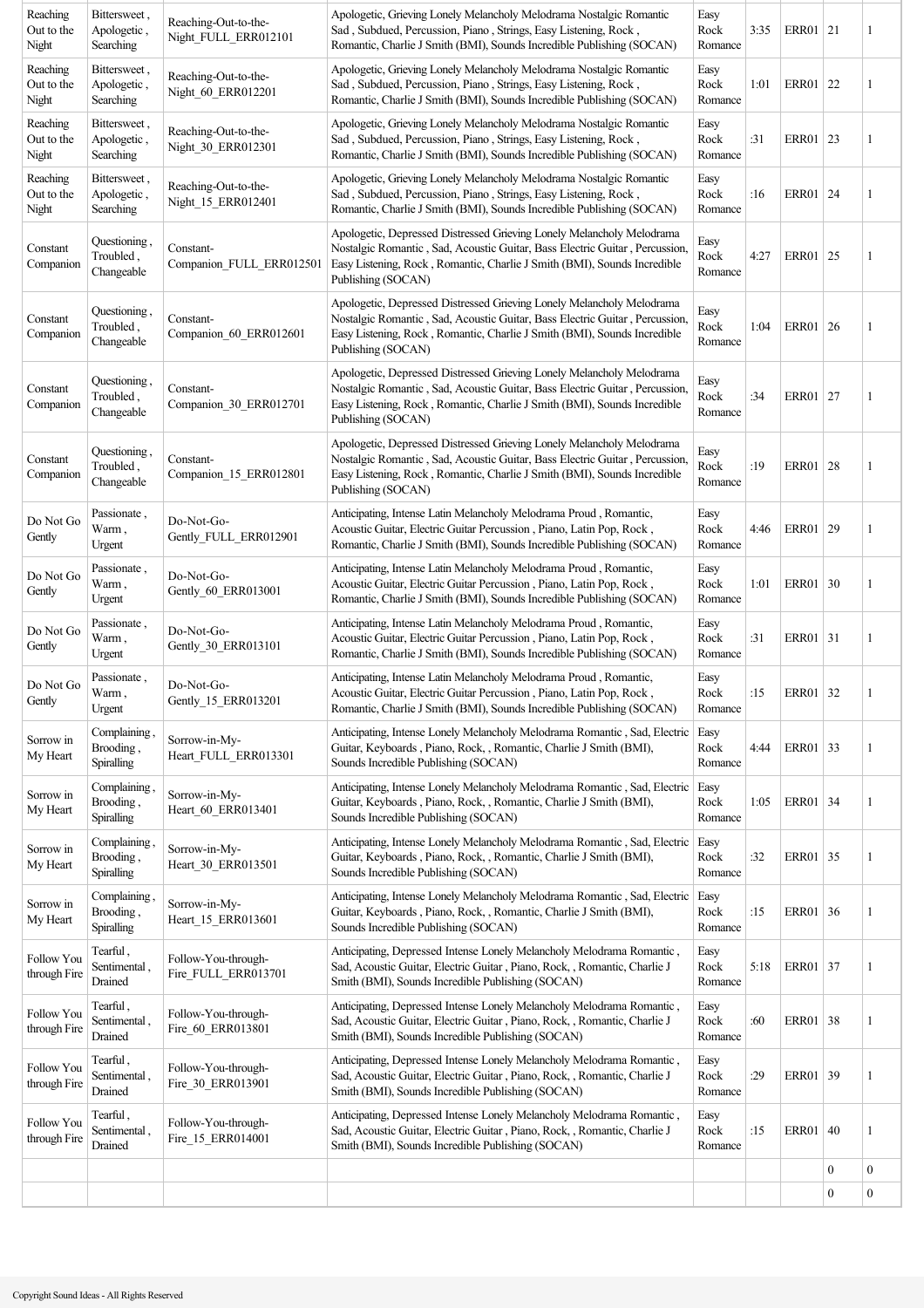| | | | | | | | | |
|---|---|---|---|---|---|---|---|---|
| Reaching Out to the Night | Bittersweet , Apologetic , Searching | Reaching-Out-to-the-Night_FULL_ERR012101 | Apologetic, Grieving Lonely Melancholy Melodrama Nostalgic Romantic Sad , Subdued, Percussion, Piano , Strings, Easy Listening, Rock , Romantic, Charlie J Smith (BMI), Sounds Incredible Publishing (SOCAN) | Easy Rock Romance | 3:35 | ERR01 | 21 | 1 |
| Reaching Out to the Night | Bittersweet , Apologetic , Searching | Reaching-Out-to-the-Night_60_ERR012201 | Apologetic, Grieving Lonely Melancholy Melodrama Nostalgic Romantic Sad , Subdued, Percussion, Piano , Strings, Easy Listening, Rock , Romantic, Charlie J Smith (BMI), Sounds Incredible Publishing (SOCAN) | Easy Rock Romance | 1:01 | ERR01 | 22 | 1 |
| Reaching Out to the Night | Bittersweet , Apologetic , Searching | Reaching-Out-to-the-Night_30_ERR012301 | Apologetic, Grieving Lonely Melancholy Melodrama Nostalgic Romantic Sad , Subdued, Percussion, Piano , Strings, Easy Listening, Rock , Romantic, Charlie J Smith (BMI), Sounds Incredible Publishing (SOCAN) | Easy Rock Romance | :31 | ERR01 | 23 | 1 |
| Reaching Out to the Night | Bittersweet , Apologetic , Searching | Reaching-Out-to-the-Night_15_ERR012401 | Apologetic, Grieving Lonely Melancholy Melodrama Nostalgic Romantic Sad , Subdued, Percussion, Piano , Strings, Easy Listening, Rock , Romantic, Charlie J Smith (BMI), Sounds Incredible Publishing (SOCAN) | Easy Rock Romance | :16 | ERR01 | 24 | 1 |
| Constant Companion | Questioning , Troubled , Changeable | Constant-Companion_FULL_ERR012501 | Apologetic, Depressed Distressed Grieving Lonely Melancholy Melodrama Nostalgic Romantic , Sad, Acoustic Guitar, Bass Electric Guitar , Percussion, Easy Listening, Rock , Romantic, Charlie J Smith (BMI), Sounds Incredible Publishing (SOCAN) | Easy Rock Romance | 4:27 | ERR01 | 25 | 1 |
| Constant Companion | Questioning , Troubled , Changeable | Constant-Companion_60_ERR012601 | Apologetic, Depressed Distressed Grieving Lonely Melancholy Melodrama Nostalgic Romantic , Sad, Acoustic Guitar, Bass Electric Guitar , Percussion, Easy Listening, Rock , Romantic, Charlie J Smith (BMI), Sounds Incredible Publishing (SOCAN) | Easy Rock Romance | 1:04 | ERR01 | 26 | 1 |
| Constant Companion | Questioning , Troubled , Changeable | Constant-Companion_30_ERR012701 | Apologetic, Depressed Distressed Grieving Lonely Melancholy Melodrama Nostalgic Romantic , Sad, Acoustic Guitar, Bass Electric Guitar , Percussion, Easy Listening, Rock , Romantic, Charlie J Smith (BMI), Sounds Incredible Publishing (SOCAN) | Easy Rock Romance | :34 | ERR01 | 27 | 1 |
| Constant Companion | Questioning , Troubled , Changeable | Constant-Companion_15_ERR012801 | Apologetic, Depressed Distressed Grieving Lonely Melancholy Melodrama Nostalgic Romantic , Sad, Acoustic Guitar, Bass Electric Guitar , Percussion, Easy Listening, Rock , Romantic, Charlie J Smith (BMI), Sounds Incredible Publishing (SOCAN) | Easy Rock Romance | :19 | ERR01 | 28 | 1 |
| Do Not Go Gently | Passionate , Warm , Urgent | Do-Not-Go-Gently_FULL_ERR012901 | Anticipating, Intense Latin Melancholy Melodrama Proud , Romantic, Acoustic Guitar, Electric Guitar Percussion , Piano, Latin Pop, Rock , Romantic, Charlie J Smith (BMI), Sounds Incredible Publishing (SOCAN) | Easy Rock Romance | 4:46 | ERR01 | 29 | 1 |
| Do Not Go Gently | Passionate , Warm , Urgent | Do-Not-Go-Gently_60_ERR013001 | Anticipating, Intense Latin Melancholy Melodrama Proud , Romantic, Acoustic Guitar, Electric Guitar Percussion , Piano, Latin Pop, Rock , Romantic, Charlie J Smith (BMI), Sounds Incredible Publishing (SOCAN) | Easy Rock Romance | 1:01 | ERR01 | 30 | 1 |
| Do Not Go Gently | Passionate , Warm , Urgent | Do-Not-Go-Gently_30_ERR013101 | Anticipating, Intense Latin Melancholy Melodrama Proud , Romantic, Acoustic Guitar, Electric Guitar Percussion , Piano, Latin Pop, Rock , Romantic, Charlie J Smith (BMI), Sounds Incredible Publishing (SOCAN) | Easy Rock Romance | :31 | ERR01 | 31 | 1 |
| Do Not Go Gently | Passionate , Warm , Urgent | Do-Not-Go-Gently_15_ERR013201 | Anticipating, Intense Latin Melancholy Melodrama Proud , Romantic, Acoustic Guitar, Electric Guitar Percussion , Piano, Latin Pop, Rock , Romantic, Charlie J Smith (BMI), Sounds Incredible Publishing (SOCAN) | Easy Rock Romance | :15 | ERR01 | 32 | 1 |
| Sorrow in My Heart | Complaining , Brooding , Spiralling | Sorrow-in-My-Heart_FULL_ERR013301 | Anticipating, Intense Lonely Melancholy Melodrama Romantic , Sad, Electric Guitar, Keyboards , Piano, Rock, , Romantic, Charlie J Smith (BMI), Sounds Incredible Publishing (SOCAN) | Easy Rock Romance | 4:44 | ERR01 | 33 | 1 |
| Sorrow in My Heart | Complaining , Brooding , Spiralling | Sorrow-in-My-Heart_60_ERR013401 | Anticipating, Intense Lonely Melancholy Melodrama Romantic , Sad, Electric Guitar, Keyboards , Piano, Rock, , Romantic, Charlie J Smith (BMI), Sounds Incredible Publishing (SOCAN) | Easy Rock Romance | 1:05 | ERR01 | 34 | 1 |
| Sorrow in My Heart | Complaining , Brooding , Spiralling | Sorrow-in-My-Heart_30_ERR013501 | Anticipating, Intense Lonely Melancholy Melodrama Romantic , Sad, Electric Guitar, Keyboards , Piano, Rock, , Romantic, Charlie J Smith (BMI), Sounds Incredible Publishing (SOCAN) | Easy Rock Romance | :32 | ERR01 | 35 | 1 |
| Sorrow in My Heart | Complaining , Brooding , Spiralling | Sorrow-in-My-Heart_15_ERR013601 | Anticipating, Intense Lonely Melancholy Melodrama Romantic , Sad, Electric Guitar, Keyboards , Piano, Rock, , Romantic, Charlie J Smith (BMI), Sounds Incredible Publishing (SOCAN) | Easy Rock Romance | :15 | ERR01 | 36 | 1 |
| Follow You through Fire | Tearful , Sentimental , Drained | Follow-You-through-Fire_FULL_ERR013701 | Anticipating, Depressed Intense Lonely Melancholy Melodrama Romantic , Sad, Acoustic Guitar, Electric Guitar , Piano, Rock, , Romantic, Charlie J Smith (BMI), Sounds Incredible Publishing (SOCAN) | Easy Rock Romance | 5:18 | ERR01 | 37 | 1 |
| Follow You through Fire | Tearful , Sentimental , Drained | Follow-You-through-Fire_60_ERR013801 | Anticipating, Depressed Intense Lonely Melancholy Melodrama Romantic , Sad, Acoustic Guitar, Electric Guitar , Piano, Rock, , Romantic, Charlie J Smith (BMI), Sounds Incredible Publishing (SOCAN) | Easy Rock Romance | :60 | ERR01 | 38 | 1 |
| Follow You through Fire | Tearful , Sentimental , Drained | Follow-You-through-Fire_30_ERR013901 | Anticipating, Depressed Intense Lonely Melancholy Melodrama Romantic , Sad, Acoustic Guitar, Electric Guitar , Piano, Rock, , Romantic, Charlie J Smith (BMI), Sounds Incredible Publishing (SOCAN) | Easy Rock Romance | :29 | ERR01 | 39 | 1 |
| Follow You through Fire | Tearful , Sentimental , Drained | Follow-You-through-Fire_15_ERR014001 | Anticipating, Depressed Intense Lonely Melancholy Melodrama Romantic , Sad, Acoustic Guitar, Electric Guitar , Piano, Rock, , Romantic, Charlie J Smith (BMI), Sounds Incredible Publishing (SOCAN) | Easy Rock Romance | :15 | ERR01 | 40 | 1 |
| | | | | | | | 0 | 0 |
| | | | | | | | 0 | 0 |

Copyright Sound Ideas - All Rights Reserved